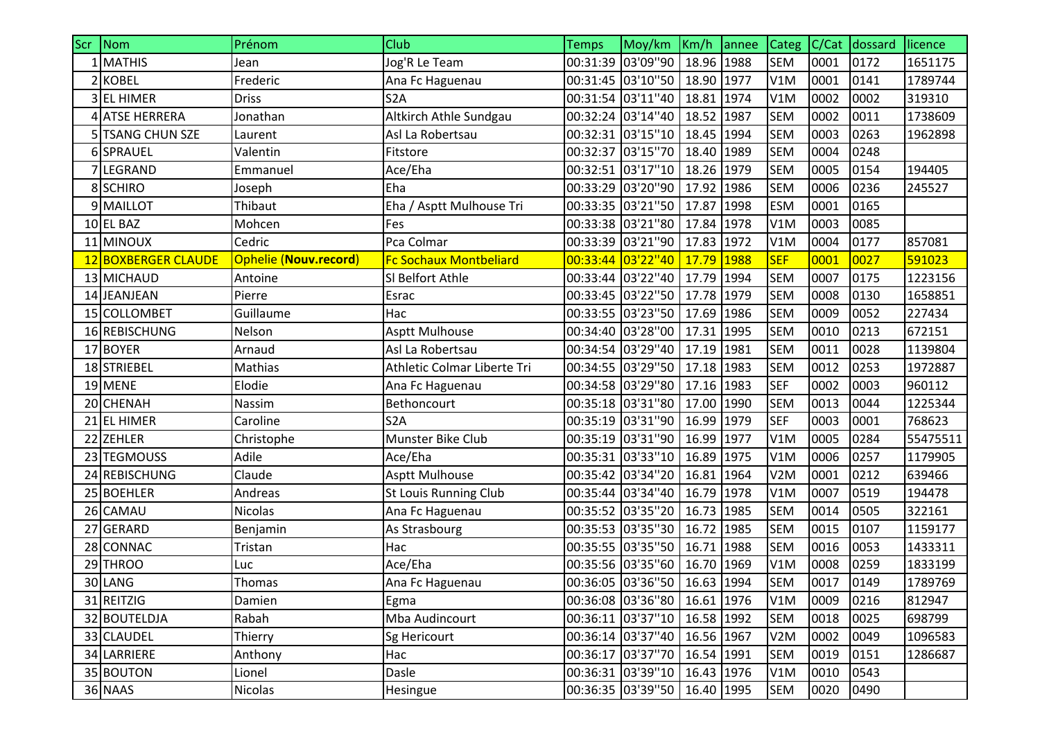| Scr | Nom | Prénom | Club | Temps | Moy/km | Km/h | annee | Categ | C/Cat | dossard | licence |
|---|---|---|---|---|---|---|---|---|---|---|---|
| 1 | MATHIS | Jean | Jog'R Le Team | 00:31:39 | 03'09''90 | 18.96 | 1988 | SEM | 0001 | 0172 | 1651175 |
| 2 | KOBEL | Frederic | Ana Fc Haguenau | 00:31:45 | 03'10''50 | 18.90 | 1977 | V1M | 0001 | 0141 | 1789744 |
| 3 | EL HIMER | Driss | S2A | 00:31:54 | 03'11''40 | 18.81 | 1974 | V1M | 0002 | 0002 | 319310 |
| 4 | ATSE HERRERA | Jonathan | Altkirch Athle Sundgau | 00:32:24 | 03'14''40 | 18.52 | 1987 | SEM | 0002 | 0011 | 1738609 |
| 5 | TSANG CHUN SZE | Laurent | Asl La Robertsau | 00:32:31 | 03'15''10 | 18.45 | 1994 | SEM | 0003 | 0263 | 1962898 |
| 6 | SPRAUEL | Valentin | Fitstore | 00:32:37 | 03'15''70 | 18.40 | 1989 | SEM | 0004 | 0248 | |
| 7 | LEGRAND | Emmanuel | Ace/Eha | 00:32:51 | 03'17''10 | 18.26 | 1979 | SEM | 0005 | 0154 | 194405 |
| 8 | SCHIRO | Joseph | Eha | 00:33:29 | 03'20''90 | 17.92 | 1986 | SEM | 0006 | 0236 | 245527 |
| 9 | MAILLOT | Thibaut | Eha / Asptt Mulhouse Tri | 00:33:35 | 03'21''50 | 17.87 | 1998 | ESM | 0001 | 0165 | |
| 10 | EL BAZ | Mohcen | Fes | 00:33:38 | 03'21''80 | 17.84 | 1978 | V1M | 0003 | 0085 | |
| 11 | MINOUX | Cedric | Pca Colmar | 00:33:39 | 03'21''90 | 17.83 | 1972 | V1M | 0004 | 0177 | 857081 |
| 12 | BOXBERGER CLAUDE | Ophelie (**Nouv.record**) | Fc Sochaux Montbeliard | 00:33:44 | 03'22''40 | 17.79 | 1988 | SEF | 0001 | 0027 | 591023 |
| 13 | MICHAUD | Antoine | Sl Belfort Athle | 00:33:44 | 03'22''40 | 17.79 | 1994 | SEM | 0007 | 0175 | 1223156 |
| 14 | JEANJEAN | Pierre | Esrac | 00:33:45 | 03'22''50 | 17.78 | 1979 | SEM | 0008 | 0130 | 1658851 |
| 15 | COLLOMBET | Guillaume | Hac | 00:33:55 | 03'23''50 | 17.69 | 1986 | SEM | 0009 | 0052 | 227434 |
| 16 | REBISCHUNG | Nelson | Asptt Mulhouse | 00:34:40 | 03'28''00 | 17.31 | 1995 | SEM | 0010 | 0213 | 672151 |
| 17 | BOYER | Arnaud | Asl La Robertsau | 00:34:54 | 03'29''40 | 17.19 | 1981 | SEM | 0011 | 0028 | 1139804 |
| 18 | STRIEBEL | Mathias | Athletic Colmar Liberte Tri | 00:34:55 | 03'29''50 | 17.18 | 1983 | SEM | 0012 | 0253 | 1972887 |
| 19 | MENE | Elodie | Ana Fc Haguenau | 00:34:58 | 03'29''80 | 17.16 | 1983 | SEF | 0002 | 0003 | 960112 |
| 20 | CHENAH | Nassim | Bethoncourt | 00:35:18 | 03'31''80 | 17.00 | 1990 | SEM | 0013 | 0044 | 1225344 |
| 21 | EL HIMER | Caroline | S2A | 00:35:19 | 03'31''90 | 16.99 | 1979 | SEF | 0003 | 0001 | 768623 |
| 22 | ZEHLER | Christophe | Munster Bike Club | 00:35:19 | 03'31''90 | 16.99 | 1977 | V1M | 0005 | 0284 | 55475511 |
| 23 | TEGMOUSS | Adile | Ace/Eha | 00:35:31 | 03'33''10 | 16.89 | 1975 | V1M | 0006 | 0257 | 1179905 |
| 24 | REBISCHUNG | Claude | Asptt Mulhouse | 00:35:42 | 03'34''20 | 16.81 | 1964 | V2M | 0001 | 0212 | 639466 |
| 25 | BOEHLER | Andreas | St Louis Running Club | 00:35:44 | 03'34''40 | 16.79 | 1978 | V1M | 0007 | 0519 | 194478 |
| 26 | CAMAU | Nicolas | Ana Fc Haguenau | 00:35:52 | 03'35''20 | 16.73 | 1985 | SEM | 0014 | 0505 | 322161 |
| 27 | GERARD | Benjamin | As Strasbourg | 00:35:53 | 03'35''30 | 16.72 | 1985 | SEM | 0015 | 0107 | 1159177 |
| 28 | CONNAC | Tristan | Hac | 00:35:55 | 03'35''50 | 16.71 | 1988 | SEM | 0016 | 0053 | 1433311 |
| 29 | THROO | Luc | Ace/Eha | 00:35:56 | 03'35''60 | 16.70 | 1969 | V1M | 0008 | 0259 | 1833199 |
| 30 | LANG | Thomas | Ana Fc Haguenau | 00:36:05 | 03'36''50 | 16.63 | 1994 | SEM | 0017 | 0149 | 1789769 |
| 31 | REITZIG | Damien | Egma | 00:36:08 | 03'36''80 | 16.61 | 1976 | V1M | 0009 | 0216 | 812947 |
| 32 | BOUTELDJA | Rabah | Mba Audincourt | 00:36:11 | 03'37''10 | 16.58 | 1992 | SEM | 0018 | 0025 | 698799 |
| 33 | CLAUDEL | Thierry | Sg Hericourt | 00:36:14 | 03'37''40 | 16.56 | 1967 | V2M | 0002 | 0049 | 1096583 |
| 34 | LARRIERE | Anthony | Hac | 00:36:17 | 03'37''70 | 16.54 | 1991 | SEM | 0019 | 0151 | 1286687 |
| 35 | BOUTON | Lionel | Dasle | 00:36:31 | 03'39''10 | 16.43 | 1976 | V1M | 0010 | 0543 | |
| 36 | NAAS | Nicolas | Hesingue | 00:36:35 | 03'39''50 | 16.40 | 1995 | SEM | 0020 | 0490 | |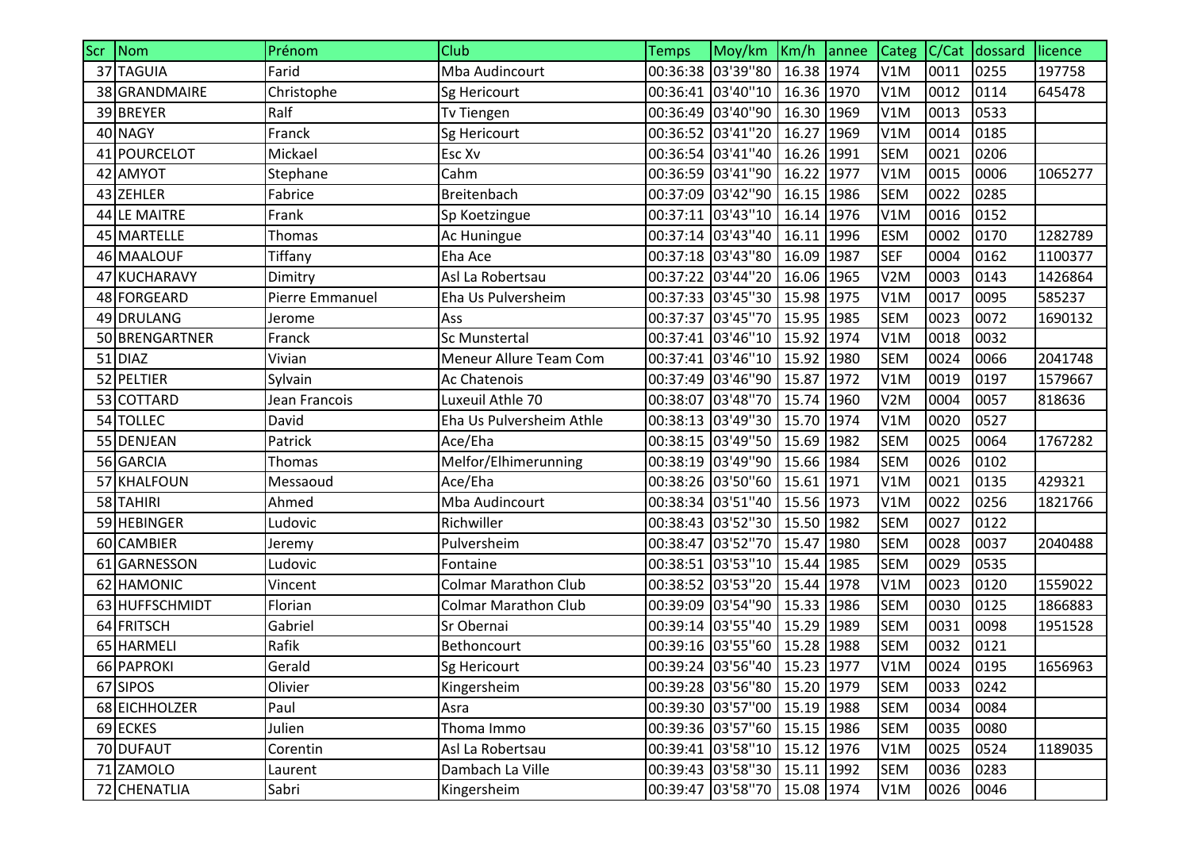| Scr | Nom | Prénom | Club | Temps | Moy/km | Km/h | annee | Categ | C/Cat | dossard | licence |
|---|---|---|---|---|---|---|---|---|---|---|---|
| 37 | TAGUIA | Farid | Mba Audincourt | 00:36:38 | 03'39''80 | 16.38 | 1974 | V1M | 0011 | 0255 | 197758 |
| 38 | GRANDMAIRE | Christophe | Sg Hericourt | 00:36:41 | 03'40''10 | 16.36 | 1970 | V1M | 0012 | 0114 | 645478 |
| 39 | BREYER | Ralf | Tv Tiengen | 00:36:49 | 03'40''90 | 16.30 | 1969 | V1M | 0013 | 0533 | |
| 40 | NAGY | Franck | Sg Hericourt | 00:36:52 | 03'41''20 | 16.27 | 1969 | V1M | 0014 | 0185 | |
| 41 | POURCELOT | Mickael | Esc Xv | 00:36:54 | 03'41''40 | 16.26 | 1991 | SEM | 0021 | 0206 | |
| 42 | AMYOT | Stephane | Cahm | 00:36:59 | 03'41''90 | 16.22 | 1977 | V1M | 0015 | 0006 | 1065277 |
| 43 | ZEHLER | Fabrice | Breitenbach | 00:37:09 | 03'42''90 | 16.15 | 1986 | SEM | 0022 | 0285 | |
| 44 | LE MAITRE | Frank | Sp Koetzingue | 00:37:11 | 03'43''10 | 16.14 | 1976 | V1M | 0016 | 0152 | |
| 45 | MARTELLE | Thomas | Ac Huningue | 00:37:14 | 03'43''40 | 16.11 | 1996 | ESM | 0002 | 0170 | 1282789 |
| 46 | MAALOUF | Tiffany | Eha Ace | 00:37:18 | 03'43''80 | 16.09 | 1987 | SEF | 0004 | 0162 | 1100377 |
| 47 | KUCHARAVY | Dimitry | Asl La Robertsau | 00:37:22 | 03'44''20 | 16.06 | 1965 | V2M | 0003 | 0143 | 1426864 |
| 48 | FORGEARD | Pierre Emmanuel | Eha Us Pulversheim | 00:37:33 | 03'45''30 | 15.98 | 1975 | V1M | 0017 | 0095 | 585237 |
| 49 | DRULANG | Jerome | Ass | 00:37:37 | 03'45''70 | 15.95 | 1985 | SEM | 0023 | 0072 | 1690132 |
| 50 | BRENGARTNER | Franck | Sc Munstertal | 00:37:41 | 03'46''10 | 15.92 | 1974 | V1M | 0018 | 0032 | |
| 51 | DIAZ | Vivian | Meneur Allure Team Com | 00:37:41 | 03'46''10 | 15.92 | 1980 | SEM | 0024 | 0066 | 2041748 |
| 52 | PELTIER | Sylvain | Ac Chatenois | 00:37:49 | 03'46''90 | 15.87 | 1972 | V1M | 0019 | 0197 | 1579667 |
| 53 | COTTARD | Jean Francois | Luxeuil Athle 70 | 00:38:07 | 03'48''70 | 15.74 | 1960 | V2M | 0004 | 0057 | 818636 |
| 54 | TOLLEC | David | Eha Us Pulversheim Athle | 00:38:13 | 03'49''30 | 15.70 | 1974 | V1M | 0020 | 0527 | |
| 55 | DENJEAN | Patrick | Ace/Eha | 00:38:15 | 03'49''50 | 15.69 | 1982 | SEM | 0025 | 0064 | 1767282 |
| 56 | GARCIA | Thomas | Melfor/Elhimerunning | 00:38:19 | 03'49''90 | 15.66 | 1984 | SEM | 0026 | 0102 | |
| 57 | KHALFOUN | Messaoud | Ace/Eha | 00:38:26 | 03'50''60 | 15.61 | 1971 | V1M | 0021 | 0135 | 429321 |
| 58 | TAHIRI | Ahmed | Mba Audincourt | 00:38:34 | 03'51''40 | 15.56 | 1973 | V1M | 0022 | 0256 | 1821766 |
| 59 | HEBINGER | Ludovic | Richwiller | 00:38:43 | 03'52''30 | 15.50 | 1982 | SEM | 0027 | 0122 | |
| 60 | CAMBIER | Jeremy | Pulversheim | 00:38:47 | 03'52''70 | 15.47 | 1980 | SEM | 0028 | 0037 | 2040488 |
| 61 | GARNESSON | Ludovic | Fontaine | 00:38:51 | 03'53''10 | 15.44 | 1985 | SEM | 0029 | 0535 | |
| 62 | HAMONIC | Vincent | Colmar Marathon Club | 00:38:52 | 03'53''20 | 15.44 | 1978 | V1M | 0023 | 0120 | 1559022 |
| 63 | HUFFSCHMIDT | Florian | Colmar Marathon Club | 00:39:09 | 03'54''90 | 15.33 | 1986 | SEM | 0030 | 0125 | 1866883 |
| 64 | FRITSCH | Gabriel | Sr Obernai | 00:39:14 | 03'55''40 | 15.29 | 1989 | SEM | 0031 | 0098 | 1951528 |
| 65 | HARMELI | Rafik | Bethoncourt | 00:39:16 | 03'55''60 | 15.28 | 1988 | SEM | 0032 | 0121 | |
| 66 | PAPROKI | Gerald | Sg Hericourt | 00:39:24 | 03'56''40 | 15.23 | 1977 | V1M | 0024 | 0195 | 1656963 |
| 67 | SIPOS | Olivier | Kingersheim | 00:39:28 | 03'56''80 | 15.20 | 1979 | SEM | 0033 | 0242 | |
| 68 | EICHHOLZER | Paul | Asra | 00:39:30 | 03'57''00 | 15.19 | 1988 | SEM | 0034 | 0084 | |
| 69 | ECKES | Julien | Thoma Immo | 00:39:36 | 03'57''60 | 15.15 | 1986 | SEM | 0035 | 0080 | |
| 70 | DUFAUT | Corentin | Asl La Robertsau | 00:39:41 | 03'58''10 | 15.12 | 1976 | V1M | 0025 | 0524 | 1189035 |
| 71 | ZAMOLO | Laurent | Dambach La Ville | 00:39:43 | 03'58''30 | 15.11 | 1992 | SEM | 0036 | 0283 | |
| 72 | CHENATLIA | Sabri | Kingersheim | 00:39:47 | 03'58''70 | 15.08 | 1974 | V1M | 0026 | 0046 | |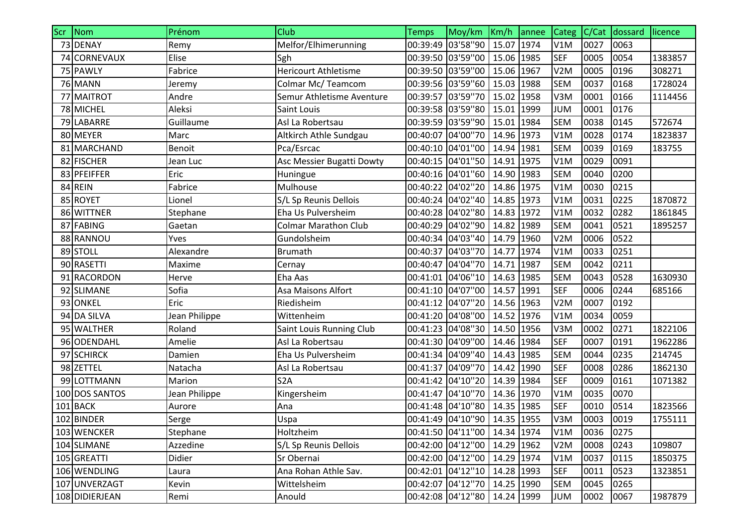| Scr | Nom | Prénom | Club | Temps | Moy/km | Km/h | annee | Categ | C/Cat | dossard | licence |
|---|---|---|---|---|---|---|---|---|---|---|---|
| 73 | DENAY | Remy | Melfor/Elhimerunning | 00:39:49 | 03'58''90 | 15.07 | 1974 | V1M | 0027 | 0063 | |
| 74 | CORNEVAUX | Elise | Sgh | 00:39:50 | 03'59''00 | 15.06 | 1985 | SEF | 0005 | 0054 | 1383857 |
| 75 | PAWLY | Fabrice | Hericourt Athletisme | 00:39:50 | 03'59''00 | 15.06 | 1967 | V2M | 0005 | 0196 | 308271 |
| 76 | MANN | Jeremy | Colmar Mc/ Teamcom | 00:39:56 | 03'59''60 | 15.03 | 1988 | SEM | 0037 | 0168 | 1728024 |
| 77 | MAITROT | Andre | Semur Athletisme Aventure | 00:39:57 | 03'59''70 | 15.02 | 1958 | V3M | 0001 | 0166 | 1114456 |
| 78 | MICHEL | Aleksi | Saint Louis | 00:39:58 | 03'59''80 | 15.01 | 1999 | JUM | 0001 | 0176 | |
| 79 | LABARRE | Guillaume | Asl La Robertsau | 00:39:59 | 03'59''90 | 15.01 | 1984 | SEM | 0038 | 0145 | 572674 |
| 80 | MEYER | Marc | Altkirch Athle Sundgau | 00:40:07 | 04'00''70 | 14.96 | 1973 | V1M | 0028 | 0174 | 1823837 |
| 81 | MARCHAND | Benoit | Pca/Esrcac | 00:40:10 | 04'01''00 | 14.94 | 1981 | SEM | 0039 | 0169 | 183755 |
| 82 | FISCHER | Jean Luc | Asc Messier Bugatti Dowty | 00:40:15 | 04'01''50 | 14.91 | 1975 | V1M | 0029 | 0091 | |
| 83 | PFEIFFER | Eric | Huningue | 00:40:16 | 04'01''60 | 14.90 | 1983 | SEM | 0040 | 0200 | |
| 84 | REIN | Fabrice | Mulhouse | 00:40:22 | 04'02''20 | 14.86 | 1975 | V1M | 0030 | 0215 | |
| 85 | ROYET | Lionel | S/L Sp Reunis Dellois | 00:40:24 | 04'02''40 | 14.85 | 1973 | V1M | 0031 | 0225 | 1870872 |
| 86 | WITTNER | Stephane | Eha Us Pulversheim | 00:40:28 | 04'02''80 | 14.83 | 1972 | V1M | 0032 | 0282 | 1861845 |
| 87 | FABING | Gaetan | Colmar Marathon Club | 00:40:29 | 04'02''90 | 14.82 | 1989 | SEM | 0041 | 0521 | 1895257 |
| 88 | RANNOU | Yves | Gundolsheim | 00:40:34 | 04'03''40 | 14.79 | 1960 | V2M | 0006 | 0522 | |
| 89 | STOLL | Alexandre | Brumath | 00:40:37 | 04'03''70 | 14.77 | 1974 | V1M | 0033 | 0251 | |
| 90 | RASETTI | Maxime | Cernay | 00:40:47 | 04'04''70 | 14.71 | 1987 | SEM | 0042 | 0211 | |
| 91 | RACORDON | Herve | Eha Aas | 00:41:01 | 04'06''10 | 14.63 | 1985 | SEM | 0043 | 0528 | 1630930 |
| 92 | SLIMANE | Sofia | Asa Maisons Alfort | 00:41:10 | 04'07''00 | 14.57 | 1991 | SEF | 0006 | 0244 | 685166 |
| 93 | ONKEL | Eric | Riedisheim | 00:41:12 | 04'07''20 | 14.56 | 1963 | V2M | 0007 | 0192 | |
| 94 | DA SILVA | Jean Philippe | Wittenheim | 00:41:20 | 04'08''00 | 14.52 | 1976 | V1M | 0034 | 0059 | |
| 95 | WALTHER | Roland | Saint Louis Running Club | 00:41:23 | 04'08''30 | 14.50 | 1956 | V3M | 0002 | 0271 | 1822106 |
| 96 | ODENDAHL | Amelie | Asl La Robertsau | 00:41:30 | 04'09''00 | 14.46 | 1984 | SEF | 0007 | 0191 | 1962286 |
| 97 | SCHIRCK | Damien | Eha Us Pulversheim | 00:41:34 | 04'09''40 | 14.43 | 1985 | SEM | 0044 | 0235 | 214745 |
| 98 | ZETTEL | Natacha | Asl La Robertsau | 00:41:37 | 04'09''70 | 14.42 | 1990 | SEF | 0008 | 0286 | 1862130 |
| 99 | LOTTMANN | Marion | S2A | 00:41:42 | 04'10''20 | 14.39 | 1984 | SEF | 0009 | 0161 | 1071382 |
| 100 | DOS SANTOS | Jean Philippe | Kingersheim | 00:41:47 | 04'10''70 | 14.36 | 1970 | V1M | 0035 | 0070 | |
| 101 | BACK | Aurore | Ana | 00:41:48 | 04'10''80 | 14.35 | 1985 | SEF | 0010 | 0514 | 1823566 |
| 102 | BINDER | Serge | Uspa | 00:41:49 | 04'10''90 | 14.35 | 1955 | V3M | 0003 | 0019 | 1755111 |
| 103 | WENCKER | Stephane | Holtzheim | 00:41:50 | 04'11''00 | 14.34 | 1974 | V1M | 0036 | 0275 | |
| 104 | SLIMANE | Azzedine | S/L Sp Reunis Dellois | 00:42:00 | 04'12''00 | 14.29 | 1962 | V2M | 0008 | 0243 | 109807 |
| 105 | GREATTI | Didier | Sr Obernai | 00:42:00 | 04'12''00 | 14.29 | 1974 | V1M | 0037 | 0115 | 1850375 |
| 106 | WENDLING | Laura | Ana Rohan Athle Sav. | 00:42:01 | 04'12''10 | 14.28 | 1993 | SEF | 0011 | 0523 | 1323851 |
| 107 | UNVERZAGT | Kevin | Wittelsheim | 00:42:07 | 04'12''70 | 14.25 | 1990 | SEM | 0045 | 0265 | |
| 108 | DIDIERJEAN | Remi | Anould | 00:42:08 | 04'12''80 | 14.24 | 1999 | JUM | 0002 | 0067 | 1987879 |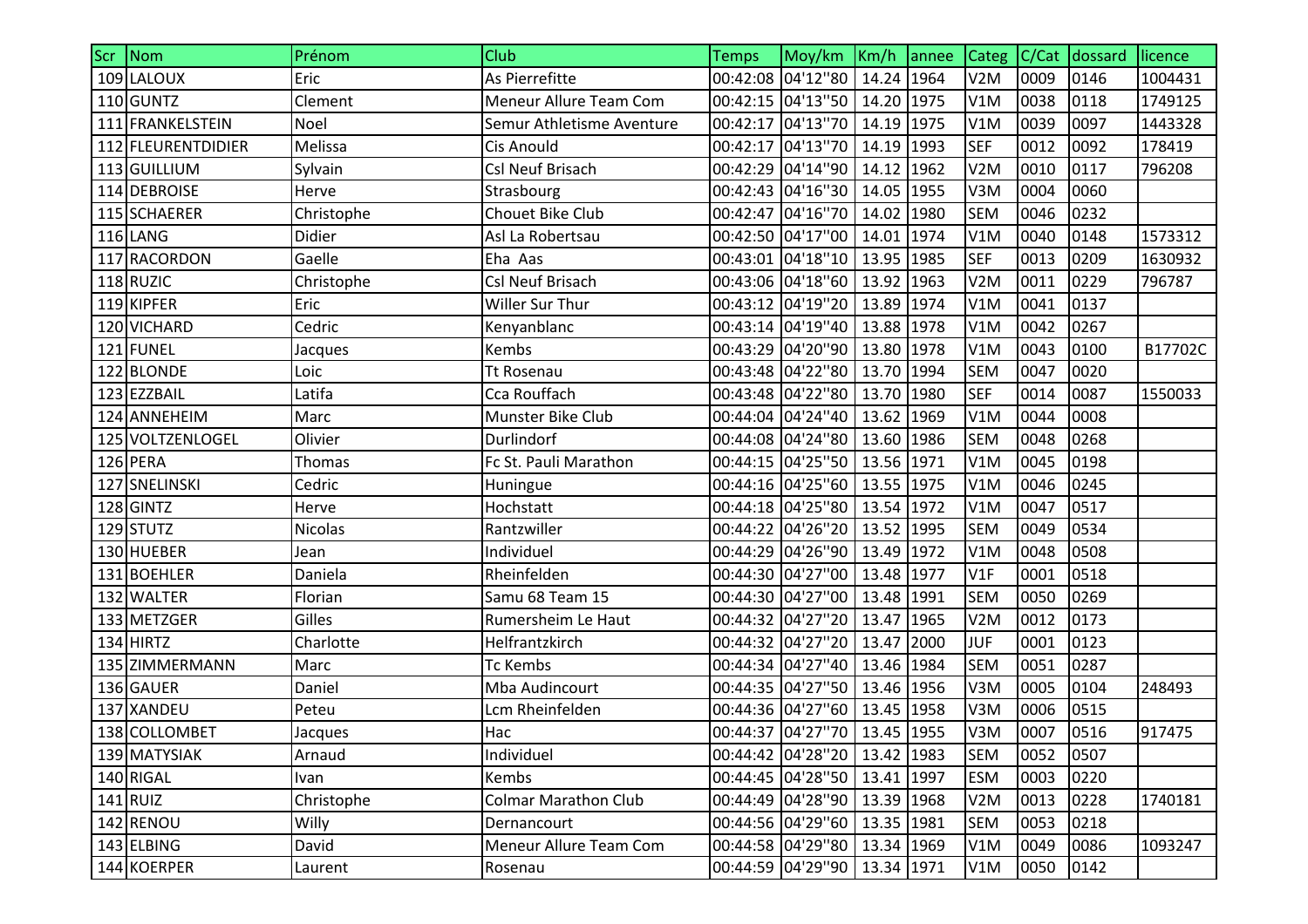| Scr | Nom | Prénom | Club | Temps | Moy/km | Km/h | annee | Categ | C/Cat | dossard | licence |
|---|---|---|---|---|---|---|---|---|---|---|---|
| 109 | LALOUX | Eric | As Pierrefitte | 00:42:08 | 04'12''80 | 14.24 | 1964 | V2M | 0009 | 0146 | 1004431 |
| 110 | GUNTZ | Clement | Meneur Allure Team Com | 00:42:15 | 04'13''50 | 14.20 | 1975 | V1M | 0038 | 0118 | 1749125 |
| 111 | FRANKELSTEIN | Noel | Semur Athletisme Aventure | 00:42:17 | 04'13''70 | 14.19 | 1975 | V1M | 0039 | 0097 | 1443328 |
| 112 | FLEURENTDIDIER | Melissa | Cis Anould | 00:42:17 | 04'13''70 | 14.19 | 1993 | SEF | 0012 | 0092 | 178419 |
| 113 | GUILLIUM | Sylvain | Csl Neuf Brisach | 00:42:29 | 04'14''90 | 14.12 | 1962 | V2M | 0010 | 0117 | 796208 |
| 114 | DEBROISE | Herve | Strasbourg | 00:42:43 | 04'16''30 | 14.05 | 1955 | V3M | 0004 | 0060 | |
| 115 | SCHAERER | Christophe | Chouet Bike Club | 00:42:47 | 04'16''70 | 14.02 | 1980 | SEM | 0046 | 0232 | |
| 116 | LANG | Didier | Asl La Robertsau | 00:42:50 | 04'17''00 | 14.01 | 1974 | V1M | 0040 | 0148 | 1573312 |
| 117 | RACORDON | Gaelle | Eha Aas | 00:43:01 | 04'18''10 | 13.95 | 1985 | SEF | 0013 | 0209 | 1630932 |
| 118 | RUZIC | Christophe | Csl Neuf Brisach | 00:43:06 | 04'18''60 | 13.92 | 1963 | V2M | 0011 | 0229 | 796787 |
| 119 | KIPFER | Eric | Willer Sur Thur | 00:43:12 | 04'19''20 | 13.89 | 1974 | V1M | 0041 | 0137 | |
| 120 | VICHARD | Cedric | Kenyanblanc | 00:43:14 | 04'19''40 | 13.88 | 1978 | V1M | 0042 | 0267 | |
| 121 | FUNEL | Jacques | Kembs | 00:43:29 | 04'20''90 | 13.80 | 1978 | V1M | 0043 | 0100 | B17702C |
| 122 | BLONDE | Loic | Tt Rosenau | 00:43:48 | 04'22''80 | 13.70 | 1994 | SEM | 0047 | 0020 | |
| 123 | EZZBAIL | Latifa | Cca Rouffach | 00:43:48 | 04'22''80 | 13.70 | 1980 | SEF | 0014 | 0087 | 1550033 |
| 124 | ANNEHEIM | Marc | Munster Bike Club | 00:44:04 | 04'24''40 | 13.62 | 1969 | V1M | 0044 | 0008 | |
| 125 | VOLTZENLOGEL | Olivier | Durlindorf | 00:44:08 | 04'24''80 | 13.60 | 1986 | SEM | 0048 | 0268 | |
| 126 | PERA | Thomas | Fc St. Pauli Marathon | 00:44:15 | 04'25''50 | 13.56 | 1971 | V1M | 0045 | 0198 | |
| 127 | SNELINSKI | Cedric | Huningue | 00:44:16 | 04'25''60 | 13.55 | 1975 | V1M | 0046 | 0245 | |
| 128 | GINTZ | Herve | Hochstatt | 00:44:18 | 04'25''80 | 13.54 | 1972 | V1M | 0047 | 0517 | |
| 129 | STUTZ | Nicolas | Rantzwiller | 00:44:22 | 04'26''20 | 13.52 | 1995 | SEM | 0049 | 0534 | |
| 130 | HUEBER | Jean | Individuel | 00:44:29 | 04'26''90 | 13.49 | 1972 | V1M | 0048 | 0508 | |
| 131 | BOEHLER | Daniela | Rheinfelden | 00:44:30 | 04'27''00 | 13.48 | 1977 | V1F | 0001 | 0518 | |
| 132 | WALTER | Florian | Samu 68 Team 15 | 00:44:30 | 04'27''00 | 13.48 | 1991 | SEM | 0050 | 0269 | |
| 133 | METZGER | Gilles | Rumersheim Le Haut | 00:44:32 | 04'27''20 | 13.47 | 1965 | V2M | 0012 | 0173 | |
| 134 | HIRTZ | Charlotte | Helfrantzkirch | 00:44:32 | 04'27''20 | 13.47 | 2000 | JUF | 0001 | 0123 | |
| 135 | ZIMMERMANN | Marc | Tc Kembs | 00:44:34 | 04'27''40 | 13.46 | 1984 | SEM | 0051 | 0287 | |
| 136 | GAUER | Daniel | Mba Audincourt | 00:44:35 | 04'27''50 | 13.46 | 1956 | V3M | 0005 | 0104 | 248493 |
| 137 | XANDEU | Peteu | Lcm Rheinfelden | 00:44:36 | 04'27''60 | 13.45 | 1958 | V3M | 0006 | 0515 | |
| 138 | COLLOMBET | Jacques | Hac | 00:44:37 | 04'27''70 | 13.45 | 1955 | V3M | 0007 | 0516 | 917475 |
| 139 | MATYSIAK | Arnaud | Individuel | 00:44:42 | 04'28''20 | 13.42 | 1983 | SEM | 0052 | 0507 | |
| 140 | RIGAL | Ivan | Kembs | 00:44:45 | 04'28''50 | 13.41 | 1997 | ESM | 0003 | 0220 | |
| 141 | RUIZ | Christophe | Colmar Marathon Club | 00:44:49 | 04'28''90 | 13.39 | 1968 | V2M | 0013 | 0228 | 1740181 |
| 142 | RENOU | Willy | Dernancourt | 00:44:56 | 04'29''60 | 13.35 | 1981 | SEM | 0053 | 0218 | |
| 143 | ELBING | David | Meneur Allure Team Com | 00:44:58 | 04'29''80 | 13.34 | 1969 | V1M | 0049 | 0086 | 1093247 |
| 144 | KOERPER | Laurent | Rosenau | 00:44:59 | 04'29''90 | 13.34 | 1971 | V1M | 0050 | 0142 | |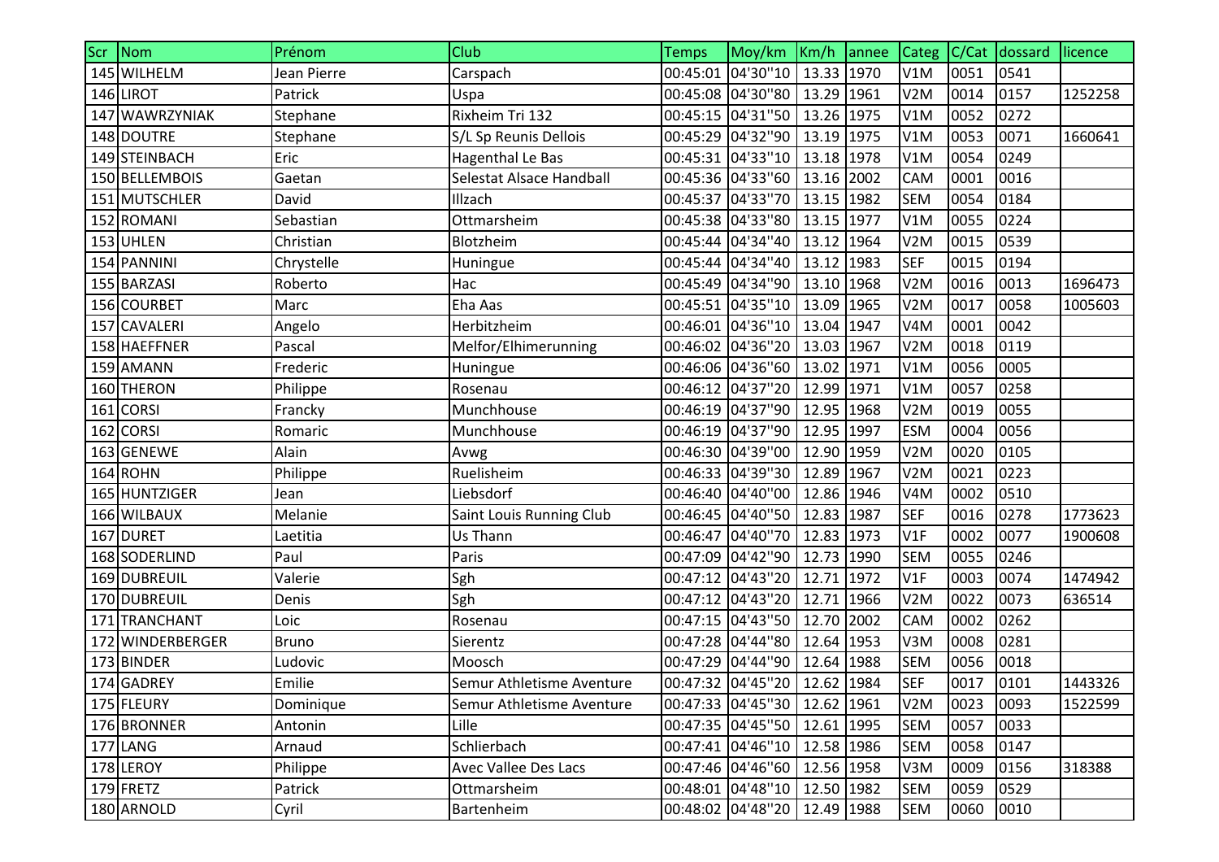| Scr | Nom | Prénom | Club | Temps | Moy/km | Km/h | annee | Categ | C/Cat | dossard | licence |
|---|---|---|---|---|---|---|---|---|---|---|---|
| 145 | WILHELM | Jean Pierre | Carspach | 00:45:01 | 04'30''10 | 13.33 | 1970 | V1M | 0051 | 0541 | |
| 146 | LIROT | Patrick | Uspa | 00:45:08 | 04'30''80 | 13.29 | 1961 | V2M | 0014 | 0157 | 1252258 |
| 147 | WAWRZYNIAK | Stephane | Rixheim Tri 132 | 00:45:15 | 04'31''50 | 13.26 | 1975 | V1M | 0052 | 0272 | |
| 148 | DOUTRE | Stephane | S/L Sp Reunis Dellois | 00:45:29 | 04'32''90 | 13.19 | 1975 | V1M | 0053 | 0071 | 1660641 |
| 149 | STEINBACH | Eric | Hagenthal Le Bas | 00:45:31 | 04'33''10 | 13.18 | 1978 | V1M | 0054 | 0249 | |
| 150 | BELLEMBOIS | Gaetan | Selestat Alsace Handball | 00:45:36 | 04'33''60 | 13.16 | 2002 | CAM | 0001 | 0016 | |
| 151 | MUTSCHLER | David | Illzach | 00:45:37 | 04'33''70 | 13.15 | 1982 | SEM | 0054 | 0184 | |
| 152 | ROMANI | Sebastian | Ottmarsheim | 00:45:38 | 04'33''80 | 13.15 | 1977 | V1M | 0055 | 0224 | |
| 153 | UHLEN | Christian | Blotzheim | 00:45:44 | 04'34''40 | 13.12 | 1964 | V2M | 0015 | 0539 | |
| 154 | PANNINI | Chrystelle | Huningue | 00:45:44 | 04'34''40 | 13.12 | 1983 | SEF | 0015 | 0194 | |
| 155 | BARZASI | Roberto | Hac | 00:45:49 | 04'34''90 | 13.10 | 1968 | V2M | 0016 | 0013 | 1696473 |
| 156 | COURBET | Marc | Eha Aas | 00:45:51 | 04'35''10 | 13.09 | 1965 | V2M | 0017 | 0058 | 1005603 |
| 157 | CAVALERI | Angelo | Herbitzheim | 00:46:01 | 04'36''10 | 13.04 | 1947 | V4M | 0001 | 0042 | |
| 158 | HAEFFNER | Pascal | Melfor/Elhimerunning | 00:46:02 | 04'36''20 | 13.03 | 1967 | V2M | 0018 | 0119 | |
| 159 | AMANN | Frederic | Huningue | 00:46:06 | 04'36''60 | 13.02 | 1971 | V1M | 0056 | 0005 | |
| 160 | THERON | Philippe | Rosenau | 00:46:12 | 04'37''20 | 12.99 | 1971 | V1M | 0057 | 0258 | |
| 161 | CORSI | Francky | Munchhouse | 00:46:19 | 04'37''90 | 12.95 | 1968 | V2M | 0019 | 0055 | |
| 162 | CORSI | Romaric | Munchhouse | 00:46:19 | 04'37''90 | 12.95 | 1997 | ESM | 0004 | 0056 | |
| 163 | GENEWE | Alain | Avwg | 00:46:30 | 04'39''00 | 12.90 | 1959 | V2M | 0020 | 0105 | |
| 164 | ROHN | Philippe | Ruelisheim | 00:46:33 | 04'39''30 | 12.89 | 1967 | V2M | 0021 | 0223 | |
| 165 | HUNTZIGER | Jean | Liebsdorf | 00:46:40 | 04'40''00 | 12.86 | 1946 | V4M | 0002 | 0510 | |
| 166 | WILBAUX | Melanie | Saint Louis Running Club | 00:46:45 | 04'40''50 | 12.83 | 1987 | SEF | 0016 | 0278 | 1773623 |
| 167 | DURET | Laetitia | Us Thann | 00:46:47 | 04'40''70 | 12.83 | 1973 | V1F | 0002 | 0077 | 1900608 |
| 168 | SODERLIND | Paul | Paris | 00:47:09 | 04'42''90 | 12.73 | 1990 | SEM | 0055 | 0246 | |
| 169 | DUBREUIL | Valerie | Sgh | 00:47:12 | 04'43''20 | 12.71 | 1972 | V1F | 0003 | 0074 | 1474942 |
| 170 | DUBREUIL | Denis | Sgh | 00:47:12 | 04'43''20 | 12.71 | 1966 | V2M | 0022 | 0073 | 636514 |
| 171 | TRANCHANT | Loic | Rosenau | 00:47:15 | 04'43''50 | 12.70 | 2002 | CAM | 0002 | 0262 | |
| 172 | WINDERBERGER | Bruno | Sierentz | 00:47:28 | 04'44''80 | 12.64 | 1953 | V3M | 0008 | 0281 | |
| 173 | BINDER | Ludovic | Moosch | 00:47:29 | 04'44''90 | 12.64 | 1988 | SEM | 0056 | 0018 | |
| 174 | GADREY | Emilie | Semur Athletisme Aventure | 00:47:32 | 04'45''20 | 12.62 | 1984 | SEF | 0017 | 0101 | 1443326 |
| 175 | FLEURY | Dominique | Semur Athletisme Aventure | 00:47:33 | 04'45''30 | 12.62 | 1961 | V2M | 0023 | 0093 | 1522599 |
| 176 | BRONNER | Antonin | Lille | 00:47:35 | 04'45''50 | 12.61 | 1995 | SEM | 0057 | 0033 | |
| 177 | LANG | Arnaud | Schlierbach | 00:47:41 | 04'46''10 | 12.58 | 1986 | SEM | 0058 | 0147 | |
| 178 | LEROY | Philippe | Avec Vallee Des Lacs | 00:47:46 | 04'46''60 | 12.56 | 1958 | V3M | 0009 | 0156 | 318388 |
| 179 | FRETZ | Patrick | Ottmarsheim | 00:48:01 | 04'48''10 | 12.50 | 1982 | SEM | 0059 | 0529 | |
| 180 | ARNOLD | Cyril | Bartenheim | 00:48:02 | 04'48''20 | 12.49 | 1988 | SEM | 0060 | 0010 | |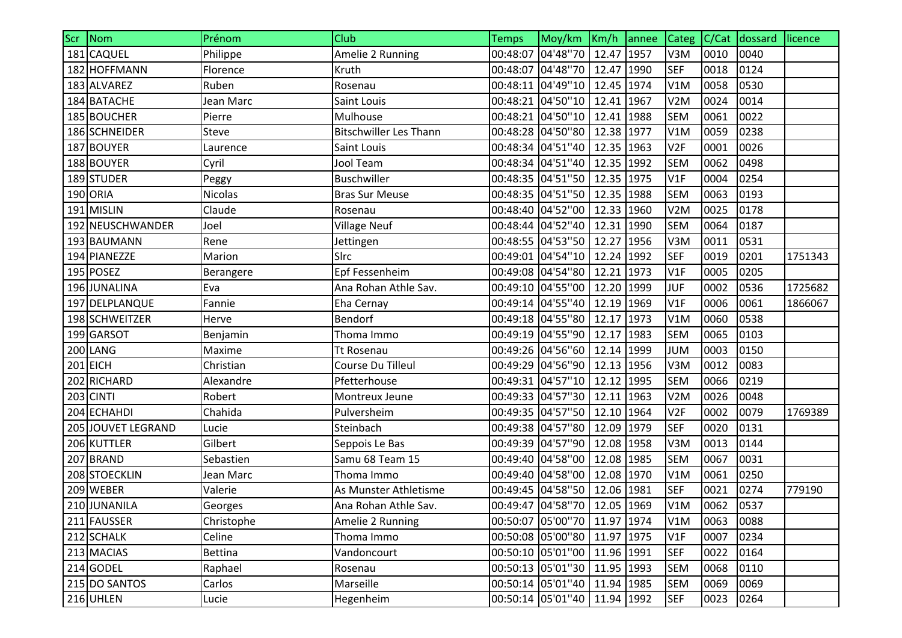| Scr | Nom | Prénom | Club | Temps | Moy/km | Km/h | annee | Categ | C/Cat | dossard | licence |
|---|---|---|---|---|---|---|---|---|---|---|---|
| 181 | CAQUEL | Philippe | Amelie 2 Running | 00:48:07 | 04'48''70 | 12.47 | 1957 | V3M | 0010 | 0040 | |
| 182 | HOFFMANN | Florence | Kruth | 00:48:07 | 04'48''70 | 12.47 | 1990 | SEF | 0018 | 0124 | |
| 183 | ALVAREZ | Ruben | Rosenau | 00:48:11 | 04'49''10 | 12.45 | 1974 | V1M | 0058 | 0530 | |
| 184 | BATACHE | Jean Marc | Saint Louis | 00:48:21 | 04'50''10 | 12.41 | 1967 | V2M | 0024 | 0014 | |
| 185 | BOUCHER | Pierre | Mulhouse | 00:48:21 | 04'50''10 | 12.41 | 1988 | SEM | 0061 | 0022 | |
| 186 | SCHNEIDER | Steve | Bitschwiller Les Thann | 00:48:28 | 04'50''80 | 12.38 | 1977 | V1M | 0059 | 0238 | |
| 187 | BOUYER | Laurence | Saint Louis | 00:48:34 | 04'51''40 | 12.35 | 1963 | V2F | 0001 | 0026 | |
| 188 | BOUYER | Cyril | Jool Team | 00:48:34 | 04'51''40 | 12.35 | 1992 | SEM | 0062 | 0498 | |
| 189 | STUDER | Peggy | Buschwiller | 00:48:35 | 04'51''50 | 12.35 | 1975 | V1F | 0004 | 0254 | |
| 190 | ORIA | Nicolas | Bras Sur Meuse | 00:48:35 | 04'51''50 | 12.35 | 1988 | SEM | 0063 | 0193 | |
| 191 | MISLIN | Claude | Rosenau | 00:48:40 | 04'52''00 | 12.33 | 1960 | V2M | 0025 | 0178 | |
| 192 | NEUSCHWANDER | Joel | Village Neuf | 00:48:44 | 04'52''40 | 12.31 | 1990 | SEM | 0064 | 0187 | |
| 193 | BAUMANN | Rene | Jettingen | 00:48:55 | 04'53''50 | 12.27 | 1956 | V3M | 0011 | 0531 | |
| 194 | PIANEZZE | Marion | Slrc | 00:49:01 | 04'54''10 | 12.24 | 1992 | SEF | 0019 | 0201 | 1751343 |
| 195 | POSEZ | Berangere | Epf Fessenheim | 00:49:08 | 04'54''80 | 12.21 | 1973 | V1F | 0005 | 0205 | |
| 196 | JUNALINA | Eva | Ana Rohan Athle Sav. | 00:49:10 | 04'55''00 | 12.20 | 1999 | JUF | 0002 | 0536 | 1725682 |
| 197 | DELPLANQUE | Fannie | Eha Cernay | 00:49:14 | 04'55''40 | 12.19 | 1969 | V1F | 0006 | 0061 | 1866067 |
| 198 | SCHWEITZER | Herve | Bendorf | 00:49:18 | 04'55''80 | 12.17 | 1973 | V1M | 0060 | 0538 | |
| 199 | GARSOT | Benjamin | Thoma Immo | 00:49:19 | 04'55''90 | 12.17 | 1983 | SEM | 0065 | 0103 | |
| 200 | LANG | Maxime | Tt Rosenau | 00:49:26 | 04'56''60 | 12.14 | 1999 | JUM | 0003 | 0150 | |
| 201 | EICH | Christian | Course Du Tilleul | 00:49:29 | 04'56''90 | 12.13 | 1956 | V3M | 0012 | 0083 | |
| 202 | RICHARD | Alexandre | Pfetterhouse | 00:49:31 | 04'57''10 | 12.12 | 1995 | SEM | 0066 | 0219 | |
| 203 | CINTI | Robert | Montreux Jeune | 00:49:33 | 04'57''30 | 12.11 | 1963 | V2M | 0026 | 0048 | |
| 204 | ECHAHDI | Chahida | Pulversheim | 00:49:35 | 04'57''50 | 12.10 | 1964 | V2F | 0002 | 0079 | 1769389 |
| 205 | JOUVET LEGRAND | Lucie | Steinbach | 00:49:38 | 04'57''80 | 12.09 | 1979 | SEF | 0020 | 0131 | |
| 206 | KUTTLER | Gilbert | Seppois Le Bas | 00:49:39 | 04'57''90 | 12.08 | 1958 | V3M | 0013 | 0144 | |
| 207 | BRAND | Sebastien | Samu 68 Team 15 | 00:49:40 | 04'58''00 | 12.08 | 1985 | SEM | 0067 | 0031 | |
| 208 | STOECKLIN | Jean Marc | Thoma Immo | 00:49:40 | 04'58''00 | 12.08 | 1970 | V1M | 0061 | 0250 | |
| 209 | WEBER | Valerie | As Munster Athletisme | 00:49:45 | 04'58''50 | 12.06 | 1981 | SEF | 0021 | 0274 | 779190 |
| 210 | JUNANILA | Georges | Ana Rohan Athle Sav. | 00:49:47 | 04'58''70 | 12.05 | 1969 | V1M | 0062 | 0537 | |
| 211 | FAUSSER | Christophe | Amelie 2 Running | 00:50:07 | 05'00''70 | 11.97 | 1974 | V1M | 0063 | 0088 | |
| 212 | SCHALK | Celine | Thoma Immo | 00:50:08 | 05'00''80 | 11.97 | 1975 | V1F | 0007 | 0234 | |
| 213 | MACIAS | Bettina | Vandoncourt | 00:50:10 | 05'01''00 | 11.96 | 1991 | SEF | 0022 | 0164 | |
| 214 | GODEL | Raphael | Rosenau | 00:50:13 | 05'01''30 | 11.95 | 1993 | SEM | 0068 | 0110 | |
| 215 | DO SANTOS | Carlos | Marseille | 00:50:14 | 05'01''40 | 11.94 | 1985 | SEM | 0069 | 0069 | |
| 216 | UHLEN | Lucie | Hegenheim | 00:50:14 | 05'01''40 | 11.94 | 1992 | SEF | 0023 | 0264 | |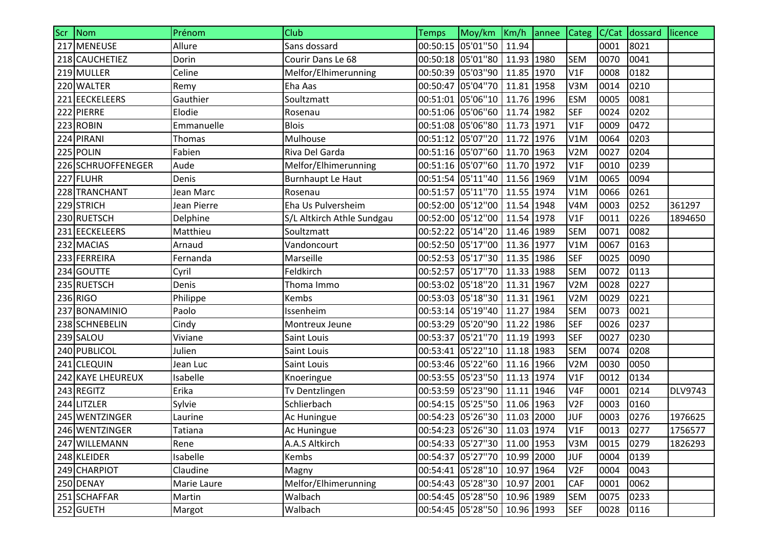| Scr | Nom | Prénom | Club | Temps | Moy/km | Km/h | annee | Categ | C/Cat | dossard | licence |
|---|---|---|---|---|---|---|---|---|---|---|---|
| 217 | MENEUSE | Allure | Sans dossard | 00:50:15 | 05'01''50 | 11.94 | | | 0001 | 8021 | |
| 218 | CAUCHETIEZ | Dorin | Courir Dans Le 68 | 00:50:18 | 05'01''80 | 11.93 | 1980 | SEM | 0070 | 0041 | |
| 219 | MULLER | Celine | Melfor/Elhimerunning | 00:50:39 | 05'03''90 | 11.85 | 1970 | V1F | 0008 | 0182 | |
| 220 | WALTER | Remy | Eha Aas | 00:50:47 | 05'04''70 | 11.81 | 1958 | V3M | 0014 | 0210 | |
| 221 | EECKELEERS | Gauthier | Soultzmatt | 00:51:01 | 05'06''10 | 11.76 | 1996 | ESM | 0005 | 0081 | |
| 222 | PIERRE | Elodie | Rosenau | 00:51:06 | 05'06''60 | 11.74 | 1982 | SEF | 0024 | 0202 | |
| 223 | ROBIN | Emmanuelle | Blois | 00:51:08 | 05'06''80 | 11.73 | 1971 | V1F | 0009 | 0472 | |
| 224 | PIRANI | Thomas | Mulhouse | 00:51:12 | 05'07''20 | 11.72 | 1976 | V1M | 0064 | 0203 | |
| 225 | POLIN | Fabien | Riva Del Garda | 00:51:16 | 05'07''60 | 11.70 | 1963 | V2M | 0027 | 0204 | |
| 226 | SCHRUOFFENEGER | Aude | Melfor/Elhimerunning | 00:51:16 | 05'07''60 | 11.70 | 1972 | V1F | 0010 | 0239 | |
| 227 | FLUHR | Denis | Burnhaupt Le Haut | 00:51:54 | 05'11''40 | 11.56 | 1969 | V1M | 0065 | 0094 | |
| 228 | TRANCHANT | Jean Marc | Rosenau | 00:51:57 | 05'11''70 | 11.55 | 1974 | V1M | 0066 | 0261 | |
| 229 | STRICH | Jean Pierre | Eha Us Pulversheim | 00:52:00 | 05'12''00 | 11.54 | 1948 | V4M | 0003 | 0252 | 361297 |
| 230 | RUETSCH | Delphine | S/L Altkirch Athle Sundgau | 00:52:00 | 05'12''00 | 11.54 | 1978 | V1F | 0011 | 0226 | 1894650 |
| 231 | EECKELEERS | Matthieu | Soultzmatt | 00:52:22 | 05'14''20 | 11.46 | 1989 | SEM | 0071 | 0082 | |
| 232 | MACIAS | Arnaud | Vandoncourt | 00:52:50 | 05'17''00 | 11.36 | 1977 | V1M | 0067 | 0163 | |
| 233 | FERREIRA | Fernanda | Marseille | 00:52:53 | 05'17''30 | 11.35 | 1986 | SEF | 0025 | 0090 | |
| 234 | GOUTTE | Cyril | Feldkirch | 00:52:57 | 05'17''70 | 11.33 | 1988 | SEM | 0072 | 0113 | |
| 235 | RUETSCH | Denis | Thoma Immo | 00:53:02 | 05'18''20 | 11.31 | 1967 | V2M | 0028 | 0227 | |
| 236 | RIGO | Philippe | Kembs | 00:53:03 | 05'18''30 | 11.31 | 1961 | V2M | 0029 | 0221 | |
| 237 | BONAMINIO | Paolo | Issenheim | 00:53:14 | 05'19''40 | 11.27 | 1984 | SEM | 0073 | 0021 | |
| 238 | SCHNEBELIN | Cindy | Montreux Jeune | 00:53:29 | 05'20''90 | 11.22 | 1986 | SEF | 0026 | 0237 | |
| 239 | SALOU | Viviane | Saint Louis | 00:53:37 | 05'21''70 | 11.19 | 1993 | SEF | 0027 | 0230 | |
| 240 | PUBLICOL | Julien | Saint Louis | 00:53:41 | 05'22''10 | 11.18 | 1983 | SEM | 0074 | 0208 | |
| 241 | CLEQUIN | Jean Luc | Saint Louis | 00:53:46 | 05'22''60 | 11.16 | 1966 | V2M | 0030 | 0050 | |
| 242 | KAYE LHEUREUX | Isabelle | Knoeringue | 00:53:55 | 05'23''50 | 11.13 | 1974 | V1F | 0012 | 0134 | |
| 243 | REGITZ | Erika | Tv Dentzlingen | 00:53:59 | 05'23''90 | 11.11 | 1946 | V4F | 0001 | 0214 | DLV9743 |
| 244 | LITZLER | Sylvie | Schlierbach | 00:54:15 | 05'25''50 | 11.06 | 1963 | V2F | 0003 | 0160 | |
| 245 | WENTZINGER | Laurine | Ac Huningue | 00:54:23 | 05'26''30 | 11.03 | 2000 | JUF | 0003 | 0276 | 1976625 |
| 246 | WENTZINGER | Tatiana | Ac Huningue | 00:54:23 | 05'26''30 | 11.03 | 1974 | V1F | 0013 | 0277 | 1756577 |
| 247 | WILLEMANN | Rene | A.A.S Altkirch | 00:54:33 | 05'27''30 | 11.00 | 1953 | V3M | 0015 | 0279 | 1826293 |
| 248 | KLEIDER | Isabelle | Kembs | 00:54:37 | 05'27''70 | 10.99 | 2000 | JUF | 0004 | 0139 | |
| 249 | CHARPIOT | Claudine | Magny | 00:54:41 | 05'28''10 | 10.97 | 1964 | V2F | 0004 | 0043 | |
| 250 | DENAY | Marie Laure | Melfor/Elhimerunning | 00:54:43 | 05'28''30 | 10.97 | 2001 | CAF | 0001 | 0062 | |
| 251 | SCHAFFAR | Martin | Walbach | 00:54:45 | 05'28''50 | 10.96 | 1989 | SEM | 0075 | 0233 | |
| 252 | GUETH | Margot | Walbach | 00:54:45 | 05'28''50 | 10.96 | 1993 | SEF | 0028 | 0116 | |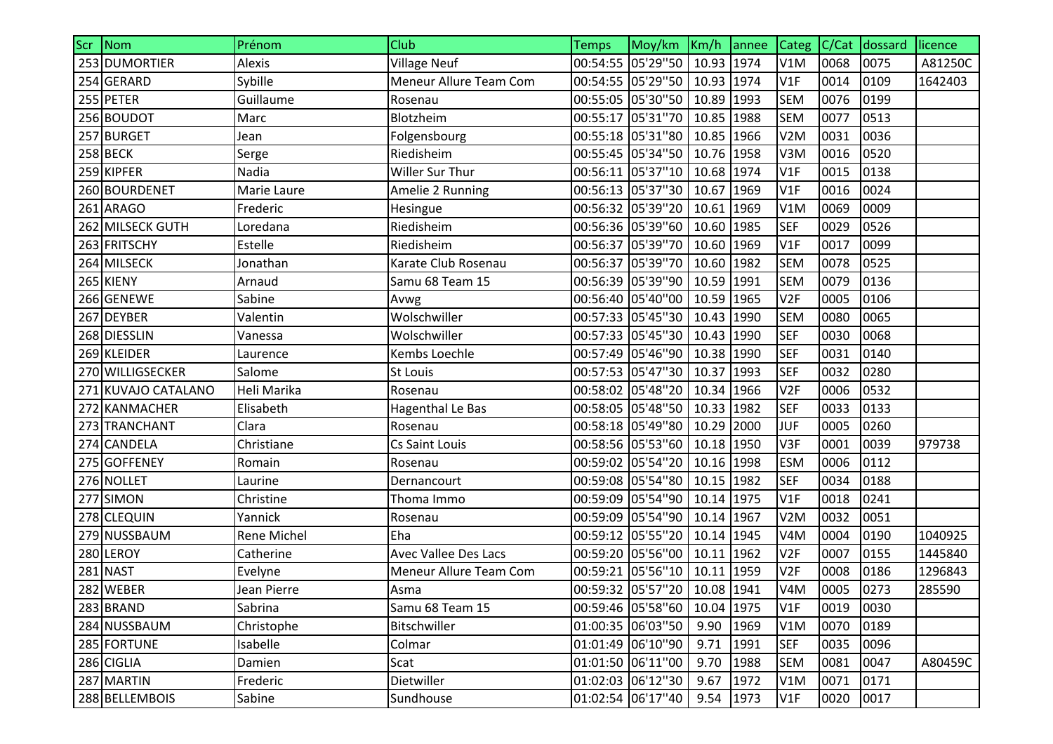| Scr | Nom | Prénom | Club | Temps | Moy/km | Km/h | annee | Categ | C/Cat | dossard | licence |
|---|---|---|---|---|---|---|---|---|---|---|---|
| 253 | DUMORTIER | Alexis | Village Neuf | 00:54:55 | 05'29''50 | 10.93 | 1974 | V1M | 0068 | 0075 | A81250C |
| 254 | GERARD | Sybille | Meneur Allure Team Com | 00:54:55 | 05'29''50 | 10.93 | 1974 | V1F | 0014 | 0109 | 1642403 |
| 255 | PETER | Guillaume | Rosenau | 00:55:05 | 05'30''50 | 10.89 | 1993 | SEM | 0076 | 0199 | |
| 256 | BOUDOT | Marc | Blotzheim | 00:55:17 | 05'31''70 | 10.85 | 1988 | SEM | 0077 | 0513 | |
| 257 | BURGET | Jean | Folgensbourg | 00:55:18 | 05'31''80 | 10.85 | 1966 | V2M | 0031 | 0036 | |
| 258 | BECK | Serge | Riedisheim | 00:55:45 | 05'34''50 | 10.76 | 1958 | V3M | 0016 | 0520 | |
| 259 | KIPFER | Nadia | Willer Sur Thur | 00:56:11 | 05'37''10 | 10.68 | 1974 | V1F | 0015 | 0138 | |
| 260 | BOURDENET | Marie Laure | Amelie 2 Running | 00:56:13 | 05'37''30 | 10.67 | 1969 | V1F | 0016 | 0024 | |
| 261 | ARAGO | Frederic | Hesingue | 00:56:32 | 05'39''20 | 10.61 | 1969 | V1M | 0069 | 0009 | |
| 262 | MILSECK GUTH | Loredana | Riedisheim | 00:56:36 | 05'39''60 | 10.60 | 1985 | SEF | 0029 | 0526 | |
| 263 | FRITSCHY | Estelle | Riedisheim | 00:56:37 | 05'39''70 | 10.60 | 1969 | V1F | 0017 | 0099 | |
| 264 | MILSECK | Jonathan | Karate Club Rosenau | 00:56:37 | 05'39''70 | 10.60 | 1982 | SEM | 0078 | 0525 | |
| 265 | KIENY | Arnaud | Samu 68 Team 15 | 00:56:39 | 05'39''90 | 10.59 | 1991 | SEM | 0079 | 0136 | |
| 266 | GENEWE | Sabine | Avwg | 00:56:40 | 05'40''00 | 10.59 | 1965 | V2F | 0005 | 0106 | |
| 267 | DEYBER | Valentin | Wolschwiller | 00:57:33 | 05'45''30 | 10.43 | 1990 | SEM | 0080 | 0065 | |
| 268 | DIESSLIN | Vanessa | Wolschwiller | 00:57:33 | 05'45''30 | 10.43 | 1990 | SEF | 0030 | 0068 | |
| 269 | KLEIDER | Laurence | Kembs Loechle | 00:57:49 | 05'46''90 | 10.38 | 1990 | SEF | 0031 | 0140 | |
| 270 | WILLIGSECKER | Salome | St Louis | 00:57:53 | 05'47''30 | 10.37 | 1993 | SEF | 0032 | 0280 | |
| 271 | KUVAJO CATALANO | Heli Marika | Rosenau | 00:58:02 | 05'48''20 | 10.34 | 1966 | V2F | 0006 | 0532 | |
| 272 | KANMACHER | Elisabeth | Hagenthal Le Bas | 00:58:05 | 05'48''50 | 10.33 | 1982 | SEF | 0033 | 0133 | |
| 273 | TRANCHANT | Clara | Rosenau | 00:58:18 | 05'49''80 | 10.29 | 2000 | JUF | 0005 | 0260 | |
| 274 | CANDELA | Christiane | Cs Saint Louis | 00:58:56 | 05'53''60 | 10.18 | 1950 | V3F | 0001 | 0039 | 979738 |
| 275 | GOFFENEY | Romain | Rosenau | 00:59:02 | 05'54''20 | 10.16 | 1998 | ESM | 0006 | 0112 | |
| 276 | NOLLET | Laurine | Dernancourt | 00:59:08 | 05'54''80 | 10.15 | 1982 | SEF | 0034 | 0188 | |
| 277 | SIMON | Christine | Thoma Immo | 00:59:09 | 05'54''90 | 10.14 | 1975 | V1F | 0018 | 0241 | |
| 278 | CLEQUIN | Yannick | Rosenau | 00:59:09 | 05'54''90 | 10.14 | 1967 | V2M | 0032 | 0051 | |
| 279 | NUSSBAUM | Rene Michel | Eha | 00:59:12 | 05'55''20 | 10.14 | 1945 | V4M | 0004 | 0190 | 1040925 |
| 280 | LEROY | Catherine | Avec Vallee Des Lacs | 00:59:20 | 05'56''00 | 10.11 | 1962 | V2F | 0007 | 0155 | 1445840 |
| 281 | NAST | Evelyne | Meneur Allure Team Com | 00:59:21 | 05'56''10 | 10.11 | 1959 | V2F | 0008 | 0186 | 1296843 |
| 282 | WEBER | Jean Pierre | Asma | 00:59:32 | 05'57''20 | 10.08 | 1941 | V4M | 0005 | 0273 | 285590 |
| 283 | BRAND | Sabrina | Samu 68 Team 15 | 00:59:46 | 05'58''60 | 10.04 | 1975 | V1F | 0019 | 0030 | |
| 284 | NUSSBAUM | Christophe | Bitschwiller | 01:00:35 | 06'03''50 | 9.90 | 1969 | V1M | 0070 | 0189 | |
| 285 | FORTUNE | Isabelle | Colmar | 01:01:49 | 06'10''90 | 9.71 | 1991 | SEF | 0035 | 0096 | |
| 286 | CIGLIA | Damien | Scat | 01:01:50 | 06'11''00 | 9.70 | 1988 | SEM | 0081 | 0047 | A80459C |
| 287 | MARTIN | Frederic | Dietwiller | 01:02:03 | 06'12''30 | 9.67 | 1972 | V1M | 0071 | 0171 | |
| 288 | BELLEMBOIS | Sabine | Sundhouse | 01:02:54 | 06'17''40 | 9.54 | 1973 | V1F | 0020 | 0017 | |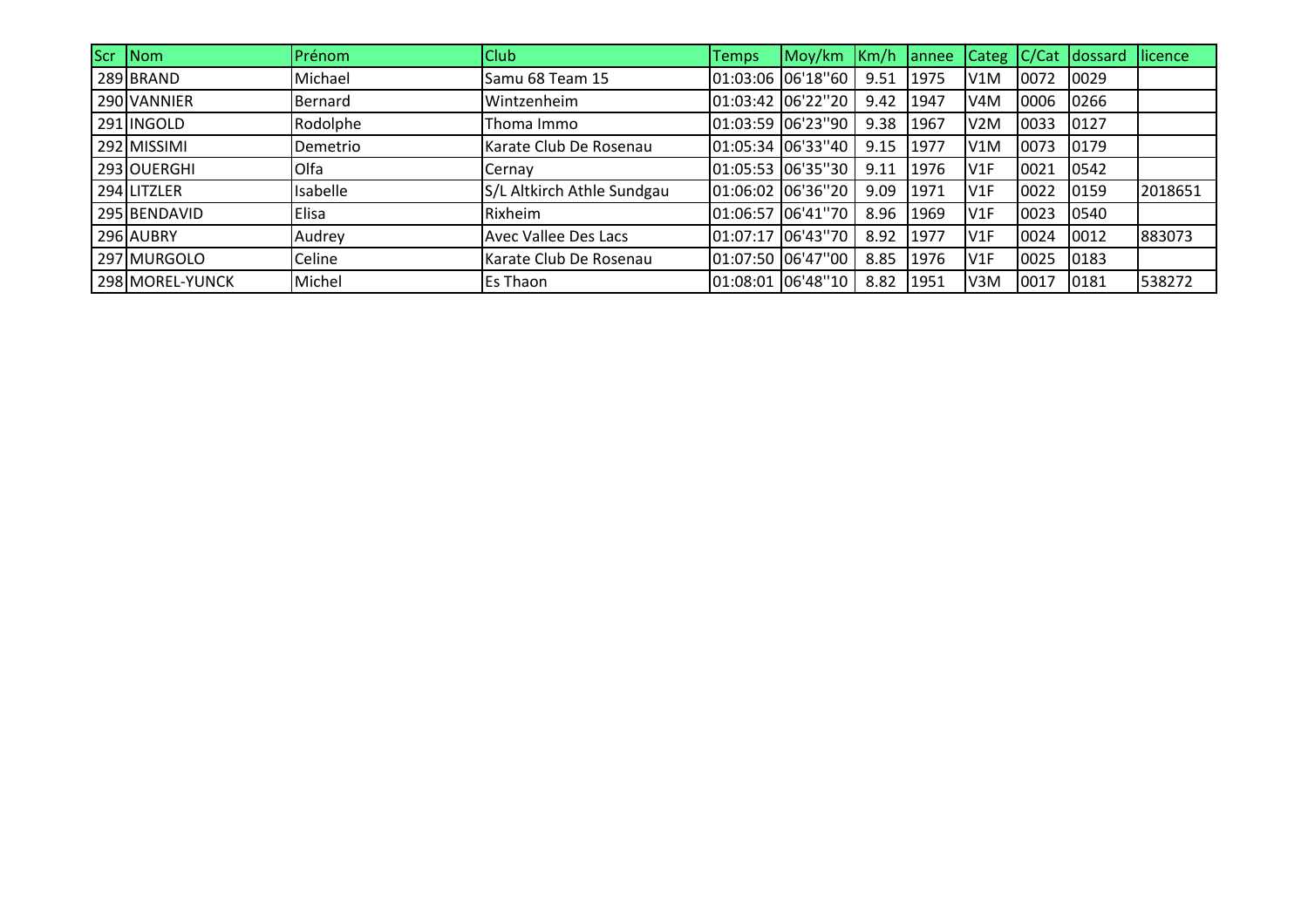| Scr | Nom | Prénom | Club | Temps | Moy/km | Km/h | annee | Categ | C/Cat | dossard | licence |
|---|---|---|---|---|---|---|---|---|---|---|---|
| 289 | BRAND | Michael | Samu 68 Team 15 | 01:03:06 | 06'18''60 | 9.51 | 1975 | V1M | 0072 | 0029 | |
| 290 | VANNIER | Bernard | Wintzenheim | 01:03:42 | 06'22''20 | 9.42 | 1947 | V4M | 0006 | 0266 | |
| 291 | INGOLD | Rodolphe | Thoma Immo | 01:03:59 | 06'23''90 | 9.38 | 1967 | V2M | 0033 | 0127 | |
| 292 | MISSIMI | Demetrio | Karate Club De Rosenau | 01:05:34 | 06'33''40 | 9.15 | 1977 | V1M | 0073 | 0179 | |
| 293 | OUERGHI | Olfa | Cernay | 01:05:53 | 06'35''30 | 9.11 | 1976 | V1F | 0021 | 0542 | |
| 294 | LITZLER | Isabelle | S/L Altkirch Athle Sundgau | 01:06:02 | 06'36''20 | 9.09 | 1971 | V1F | 0022 | 0159 | 2018651 |
| 295 | BENDAVID | Elisa | Rixheim | 01:06:57 | 06'41''70 | 8.96 | 1969 | V1F | 0023 | 0540 | |
| 296 | AUBRY | Audrey | Avec Vallee Des Lacs | 01:07:17 | 06'43''70 | 8.92 | 1977 | V1F | 0024 | 0012 | 883073 |
| 297 | MURGOLO | Celine | Karate Club De Rosenau | 01:07:50 | 06'47''00 | 8.85 | 1976 | V1F | 0025 | 0183 | |
| 298 | MOREL-YUNCK | Michel | Es Thaon | 01:08:01 | 06'48''10 | 8.82 | 1951 | V3M | 0017 | 0181 | 538272 |